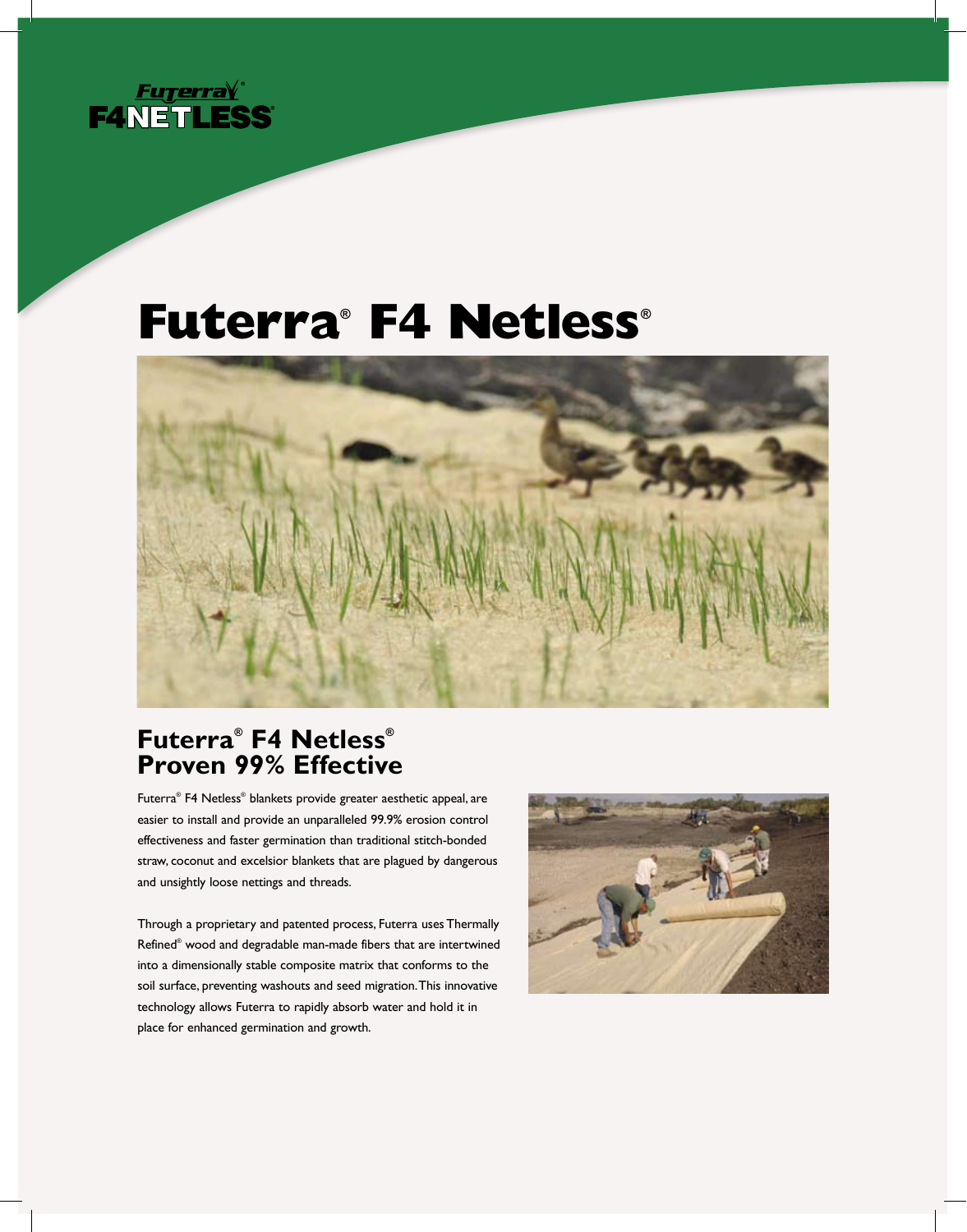# Futerra® F4 Netless®

## Futerra® F4 Netless® Proven 99% Effective

Futerra® F4 Netless® blankets provide greater aesthetic appeal, are easier to install and provide an unparalleled 99.9% erosion control effectiveness and faster germination than traditional stitch-bonded straw, coconut and excelsior blankets that are plagued by dangerous and unsightly loose nettings and threads.

Through a proprietary and patented process, Futerra uses Thermally Refined® wood and degradable man-made fibers that are intertwined into a dimensionally stable composite matrix that conforms to the soil surface, preventing washouts and seed migration. This innovative technology allows Futerra to rapidly absorb water and hold it in place for enhanced germination and growth.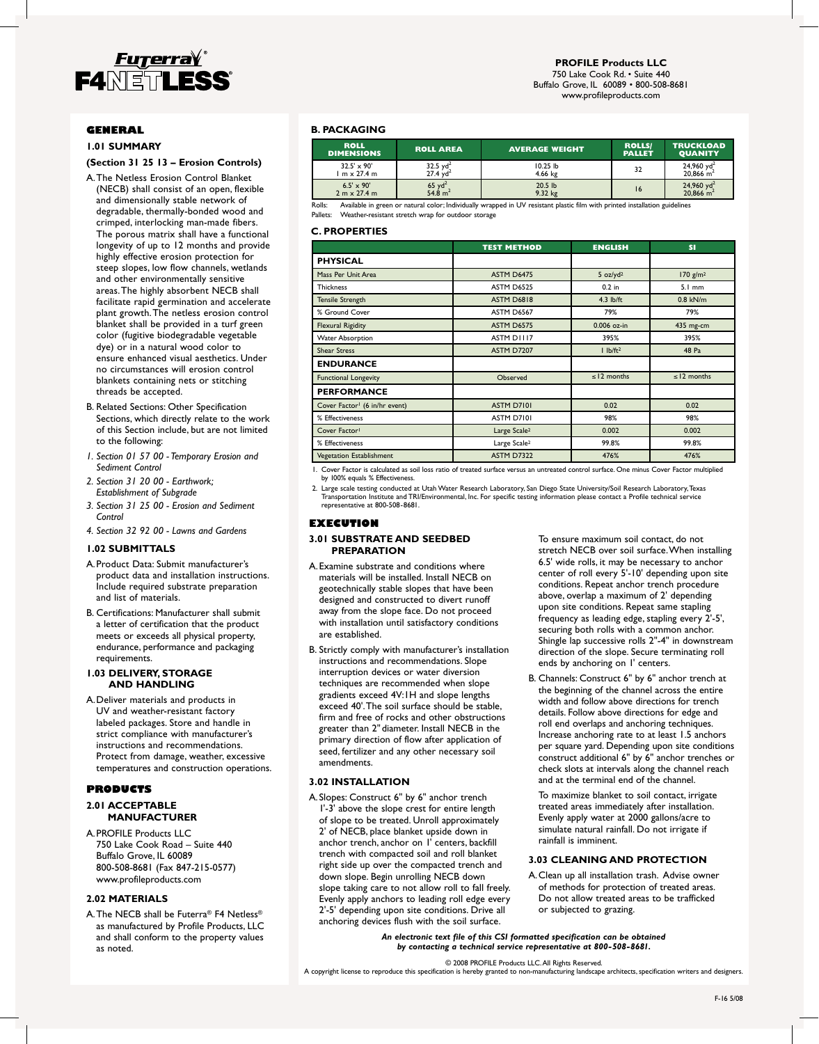# Futerra® F4 NETLESS®

**PROFILE Products LLC**
750 Lake Cook Rd. • Suite 440
Buffalo Grove, IL 60089 • 800-508-8681
www.profileproducts.com

## GENERAL

### 1.01 SUMMARY

**(Section 31 25 13 – Erosion Controls)**

A. The Netless Erosion Control Blanket (NECB) shall consist of an open, flexible and dimensionally stable network of degradable, thermally-bonded wood and crimped, interlocking man-made fibers. The porous matrix shall have a functional longevity of up to 12 months and provide highly effective erosion protection for steep slopes, low flow channels, wetlands and other environmentally sensitive areas. The highly absorbent NECB shall facilitate rapid germination and accelerate plant growth. The netless erosion control blanket shall be provided in a turf green color (fugitive biodegradable vegetable dye) or in a natural wood color to ensure enhanced visual aesthetics. Under no circumstances will erosion control blankets containing nets or stitching threads be accepted.

B. Related Sections: Other Specification Sections, which directly relate to the work of this Section include, but are not limited to the following:

*1. Section 01 57 00 - Temporary Erosion and Sediment Control*

*2. Section 31 20 00 - Earthwork; Establishment of Subgrade*

*3. Section 31 25 00 - Erosion and Sediment Control*

*4. Section 32 92 00 - Lawns and Gardens*

### 1.02 SUBMITTALS

A. Product Data: Submit manufacturer's product data and installation instructions. Include required substrate preparation and list of materials.

B. Certifications: Manufacturer shall submit a letter of certification that the product meets or exceeds all physical property, endurance, performance and packaging requirements.

### 1.03 DELIVERY, STORAGE AND HANDLING

A. Deliver materials and products in UV and weather-resistant factory labeled packages. Store and handle in strict compliance with manufacturer's instructions and recommendations. Protect from damage, weather, excessive temperatures and construction operations.

## PRODUCTS

### 2.01 ACCEPTABLE MANUFACTURER

A. PROFILE Products LLC
750 Lake Cook Road – Suite 440
Buffalo Grove, IL 60089
800-508-8681 (Fax 847-215-0577)
www.profileproducts.com

### 2.02 MATERIALS

A. The NECB shall be Futerra® F4 Netless® as manufactured by Profile Products, LLC and shall conform to the property values as noted.

### B. PACKAGING

| ROLL DIMENSIONS | ROLL AREA | AVERAGE WEIGHT | ROLLS/ PALLET | TRUCKLOAD QUANITY |
|---|---|---|---|---|
| 32.5' x 90'<br>1 m x 27.4 m | 32.5 $yd^2$<br>27.4 $yd^2$ | 10.25 lb<br>4.66 kg | 32 | 24,960 $yd^2$<br>20,866 $m^2$ |
| 6.5' x 90'<br>2 m x 27.4 m | 65 $yd^2$<br>54.8 $m^2$ | 20.5 lb<br>9.32 kg | 16 | 24,960 $yd^2$<br>20,866 $m^2$ |

Rolls: Available in green or natural color; Individually wrapped in UV resistant plastic film with printed installation guidelines
Pallets: Weather-resistant stretch wrap for outdoor storage

### C. PROPERTIES

| | TEST METHOD | ENGLISH | SI |
|---|---|---|---|
| **PHYSICAL** | | | |
| Mass Per Unit Area | ASTM D6475 | 5 oz/$yd^2$ | 170 g/$m^2$ |
| Thickness | ASTM D6525 | 0.2 in | 5.1 mm |
| Tensile Strength | ASTM D6818 | 4.3 lb/ft | 0.8 kN/m |
| % Ground Cover | ASTM D6567 | 79% | 79% |
| Flexural Rigidity | ASTM D6575 | 0.006 oz-in | 435 mg-cm |
| Water Absorption | ASTM D1117 | 395% | 395% |
| Shear Stress | ASTM D7207 | 1 lb/$ft^2$ | 48 Pa |
| **ENDURANCE** | | | |
| Functional Longevity | Observed | ≤ 12 months | ≤ 12 months |
| **PERFORMANCE** | | | |
| Cover Factor[1] (6 in/hr event) | ASTM D7101 | 0.02 | 0.02 |
| % Effectiveness | ASTM D7101 | 98% | 98% |
| Cover Factor[1] | Large Scale[2] | 0.002 | 0.002 |
| % Effectiveness | Large Scale[2] | 99.8% | 99.8% |
| Vegetation Establishment | ASTM D7322 | 476% | 476% |

1. Cover Factor is calculated as soil loss ratio of treated surface versus an untreated control surface. One minus Cover Factor multiplied by 100% equals % Effectiveness.
2. Large scale testing conducted at Utah Water Research Laboratory, San Diego State University/Soil Research Laboratory, Texas Transportation Institute and TRI/Environmental, Inc. For specific testing information please contact a Profile technical service representative at 800-508-8681.

## EXECUTION

### 3.01 SUBSTRATE AND SEEDBED PREPARATION

A. Examine substrate and conditions where materials will be installed. Install NECB on geotechnically stable slopes that have been designed and constructed to divert runoff away from the slope face. Do not proceed with installation until satisfactory conditions are established.

B. Strictly comply with manufacturer's installation instructions and recommendations. Slope interruption devices or water diversion techniques are recommended when slope gradients exceed 4V:1H and slope lengths exceed 40'. The soil surface should be stable, firm and free of rocks and other obstructions greater than 2" diameter. Install NECB in the primary direction of flow after application of seed, fertilizer and any other necessary soil amendments.

### 3.02 INSTALLATION

A. Slopes: Construct 6" by 6" anchor trench 1'-3' above the slope crest for entire length of slope to be treated. Unroll approximately 2' of NECB, place blanket upside down in anchor trench, anchor on 1' centers, backfill trench with compacted soil and roll blanket right side up over the compacted trench and down slope. Begin unrolling NECB down slope taking care to not allow roll to fall freely. Evenly apply anchors to leading roll edge every 2'-5' depending upon site conditions. Drive all anchoring devices flush with the soil surface.

To ensure maximum soil contact, do not stretch NECB over soil surface. When installing 6.5' wide rolls, it may be necessary to anchor center of roll every 5'-10' depending upon site conditions. Repeat anchor trench procedure above, overlap a maximum of 2' depending upon site conditions. Repeat same stapling frequency as leading edge, stapling every 2'-5', securing both rolls with a common anchor. Shingle lap successive rolls 2"-4" in downstream direction of the slope. Secure terminating roll ends by anchoring on 1' centers.

B. Channels: Construct 6" by 6" anchor trench at the beginning of the channel across the entire width and follow above directions for trench details. Follow above directions for edge and roll end overlaps and anchoring techniques. Increase anchoring rate to at least 1.5 anchors per square yard. Depending upon site conditions construct additional 6" by 6" anchor trenches or check slots at intervals along the channel reach and at the terminal end of the channel.

To maximize blanket to soil contact, irrigate treated areas immediately after installation. Evenly apply water at 2000 gallons/acre to simulate natural rainfall. Do not irrigate if rainfall is imminent.

### 3.03 CLEANING AND PROTECTION

A. Clean up all installation trash. Advise owner of methods for protection of treated areas. Do not allow treated areas to be trafficked or subjected to grazing.

***An electronic text file of this CSI formatted specification can be obtained by contacting a technical service representative at 800-508-8681.***

© 2008 PROFILE Products LLC. All Rights Reserved.
A copyright license to reproduce this specification is hereby granted to non-manufacturing landscape architects, specification writers and designers.

F-16 5/08